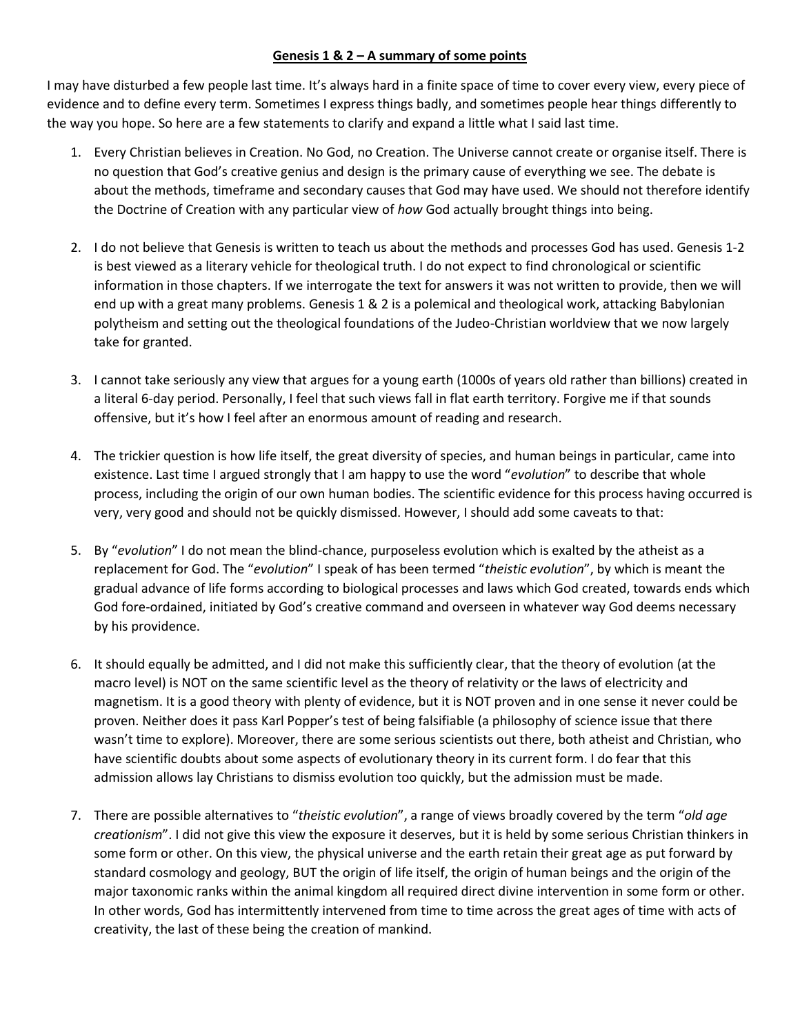**<u>Genesis 1 & 2 – A summary of some points</u>**

I may have disturbed a few people last time. It's always hard in a finite space of time to cover every view, every piece of evidence and to define every term. Sometimes I express things badly, and sometimes people hear things differently to the way you hope. So here are a few statements to clarify and expand a little what I said last time.

1. Every Christian believes in Creation. No God, no Creation. The Universe cannot create or organise itself. There is no question that God's creative genius and design is the primary cause of everything we see. The debate is about the methods, timeframe and secondary causes that God may have used. We should not therefore identify the Doctrine of Creation with any particular view of *how* God actually brought things into being.

2. I do not believe that Genesis is written to teach us about the methods and processes God has used. Genesis 1-2 is best viewed as a literary vehicle for theological truth. I do not expect to find chronological or scientific information in those chapters. If we interrogate the text for answers it was not written to provide, then we will end up with a great many problems. Genesis 1 & 2 is a polemical and theological work, attacking Babylonian polytheism and setting out the theological foundations of the Judeo-Christian worldview that we now largely take for granted.

3. I cannot take seriously any view that argues for a young earth (1000s of years old rather than billions) created in a literal 6-day period. Personally, I feel that such views fall in flat earth territory. Forgive me if that sounds offensive, but it's how I feel after an enormous amount of reading and research.

4. The trickier question is how life itself, the great diversity of species, and human beings in particular, came into existence. Last time I argued strongly that I am happy to use the word "*evolution*" to describe that whole process, including the origin of our own human bodies. The scientific evidence for this process having occurred is very, very good and should not be quickly dismissed. However, I should add some caveats to that:

5. By "*evolution*" I do not mean the blind-chance, purposeless evolution which is exalted by the atheist as a replacement for God. The "*evolution*" I speak of has been termed "*theistic evolution*", by which is meant the gradual advance of life forms according to biological processes and laws which God created, towards ends which God fore-ordained, initiated by God's creative command and overseen in whatever way God deems necessary by his providence.

6. It should equally be admitted, and I did not make this sufficiently clear, that the theory of evolution (at the macro level) is NOT on the same scientific level as the theory of relativity or the laws of electricity and magnetism. It is a good theory with plenty of evidence, but it is NOT proven and in one sense it never could be proven. Neither does it pass Karl Popper's test of being falsifiable (a philosophy of science issue that there wasn't time to explore). Moreover, there are some serious scientists out there, both atheist and Christian, who have scientific doubts about some aspects of evolutionary theory in its current form. I do fear that this admission allows lay Christians to dismiss evolution too quickly, but the admission must be made.

7. There are possible alternatives to "*theistic evolution*", a range of views broadly covered by the term "*old age creationism*". I did not give this view the exposure it deserves, but it is held by some serious Christian thinkers in some form or other. On this view, the physical universe and the earth retain their great age as put forward by standard cosmology and geology, BUT the origin of life itself, the origin of human beings and the origin of the major taxonomic ranks within the animal kingdom all required direct divine intervention in some form or other. In other words, God has intermittently intervened from time to time across the great ages of time with acts of creativity, the last of these being the creation of mankind.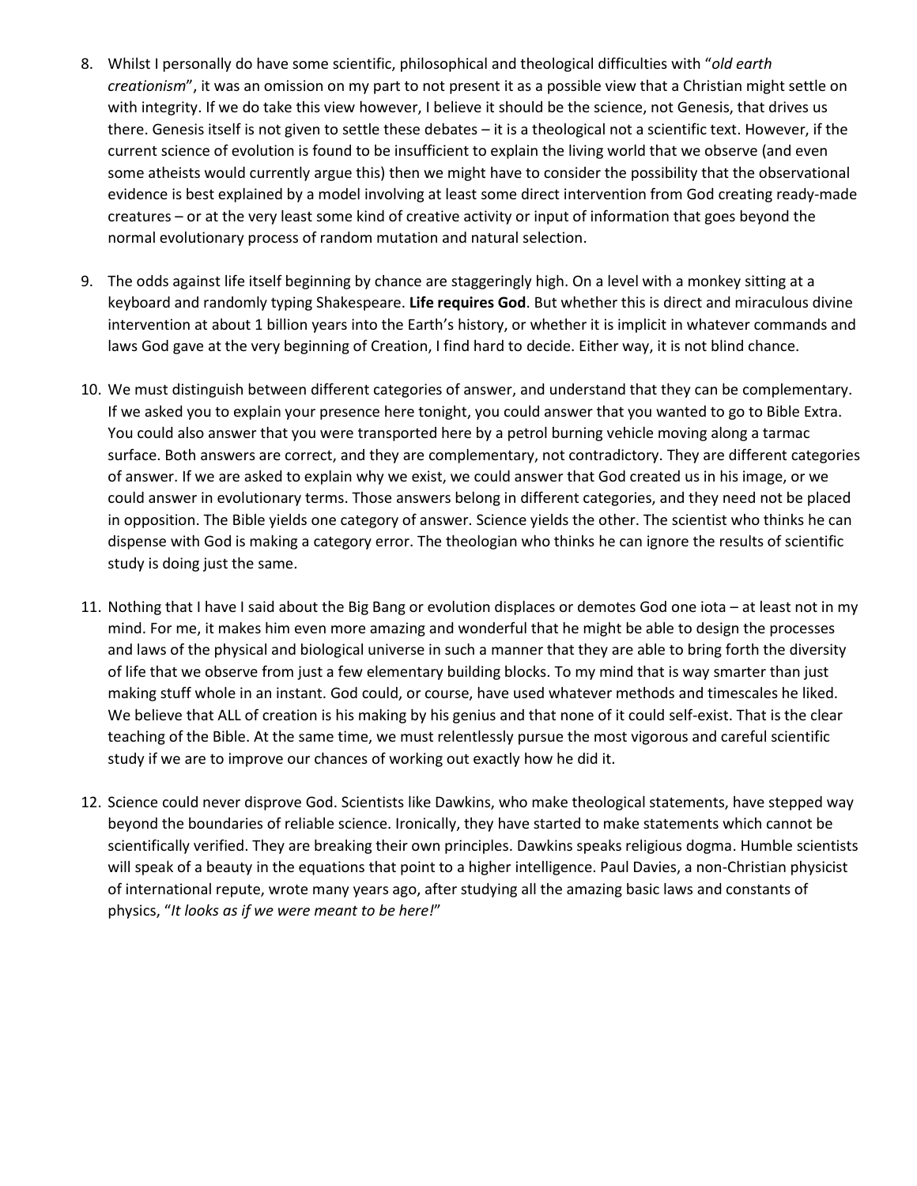8. Whilst I personally do have some scientific, philosophical and theological difficulties with "*old earth creationism*", it was an omission on my part to not present it as a possible view that a Christian might settle on with integrity. If we do take this view however, I believe it should be the science, not Genesis, that drives us there. Genesis itself is not given to settle these debates – it is a theological not a scientific text. However, if the current science of evolution is found to be insufficient to explain the living world that we observe (and even some atheists would currently argue this) then we might have to consider the possibility that the observational evidence is best explained by a model involving at least some direct intervention from God creating ready-made creatures – or at the very least some kind of creative activity or input of information that goes beyond the normal evolutionary process of random mutation and natural selection.

9. The odds against life itself beginning by chance are staggeringly high. On a level with a monkey sitting at a keyboard and randomly typing Shakespeare. **Life requires God**. But whether this is direct and miraculous divine intervention at about 1 billion years into the Earth's history, or whether it is implicit in whatever commands and laws God gave at the very beginning of Creation, I find hard to decide. Either way, it is not blind chance.

10. We must distinguish between different categories of answer, and understand that they can be complementary. If we asked you to explain your presence here tonight, you could answer that you wanted to go to Bible Extra. You could also answer that you were transported here by a petrol burning vehicle moving along a tarmac surface. Both answers are correct, and they are complementary, not contradictory. They are different categories of answer. If we are asked to explain why we exist, we could answer that God created us in his image, or we could answer in evolutionary terms. Those answers belong in different categories, and they need not be placed in opposition. The Bible yields one category of answer. Science yields the other. The scientist who thinks he can dispense with God is making a category error. The theologian who thinks he can ignore the results of scientific study is doing just the same.

11. Nothing that I have I said about the Big Bang or evolution displaces or demotes God one iota – at least not in my mind. For me, it makes him even more amazing and wonderful that he might be able to design the processes and laws of the physical and biological universe in such a manner that they are able to bring forth the diversity of life that we observe from just a few elementary building blocks. To my mind that is way smarter than just making stuff whole in an instant. God could, or course, have used whatever methods and timescales he liked. We believe that ALL of creation is his making by his genius and that none of it could self-exist. That is the clear teaching of the Bible. At the same time, we must relentlessly pursue the most vigorous and careful scientific study if we are to improve our chances of working out exactly how he did it.

12. Science could never disprove God. Scientists like Dawkins, who make theological statements, have stepped way beyond the boundaries of reliable science. Ironically, they have started to make statements which cannot be scientifically verified. They are breaking their own principles. Dawkins speaks religious dogma. Humble scientists will speak of a beauty in the equations that point to a higher intelligence. Paul Davies, a non-Christian physicist of international repute, wrote many years ago, after studying all the amazing basic laws and constants of physics, "*It looks as if we were meant to be here!*"